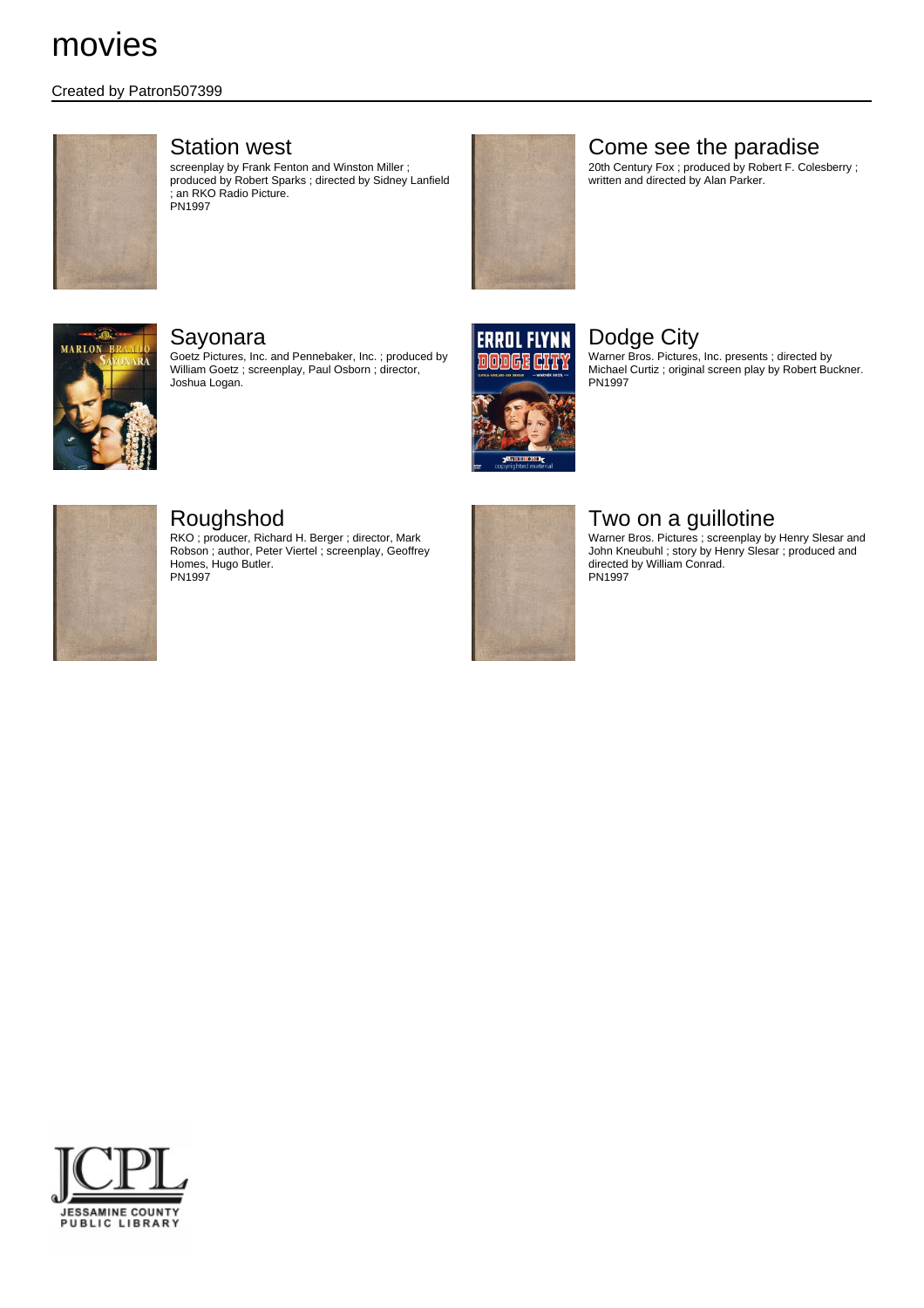# movies

Created by Patron507399

## Station west

screenplay by Frank Fenton and Winston Miller ; produced by Robert Sparks ; directed by Sidney Lanfield ; an RKO Radio Picture.
PN1997

## Come see the paradise

20th Century Fox ; produced by Robert F. Colesberry ; written and directed by Alan Parker.

## Sayonara

Goetz Pictures, Inc. and Pennebaker, Inc. ; produced by William Goetz ; screenplay, Paul Osborn ; director, Joshua Logan.

## Dodge City

Warner Bros. Pictures, Inc. presents ; directed by Michael Curtiz ; original screen play by Robert Buckner.
PN1997

## Roughshod

RKO ; producer, Richard H. Berger ; director, Mark Robson ; author, Peter Viertel ; screenplay, Geoffrey Homes, Hugo Butler.
PN1997

## Two on a guillotine

Warner Bros. Pictures ; screenplay by Henry Slesar and John Kneubuhl ; story by Henry Slesar ; produced and directed by William Conrad.
PN1997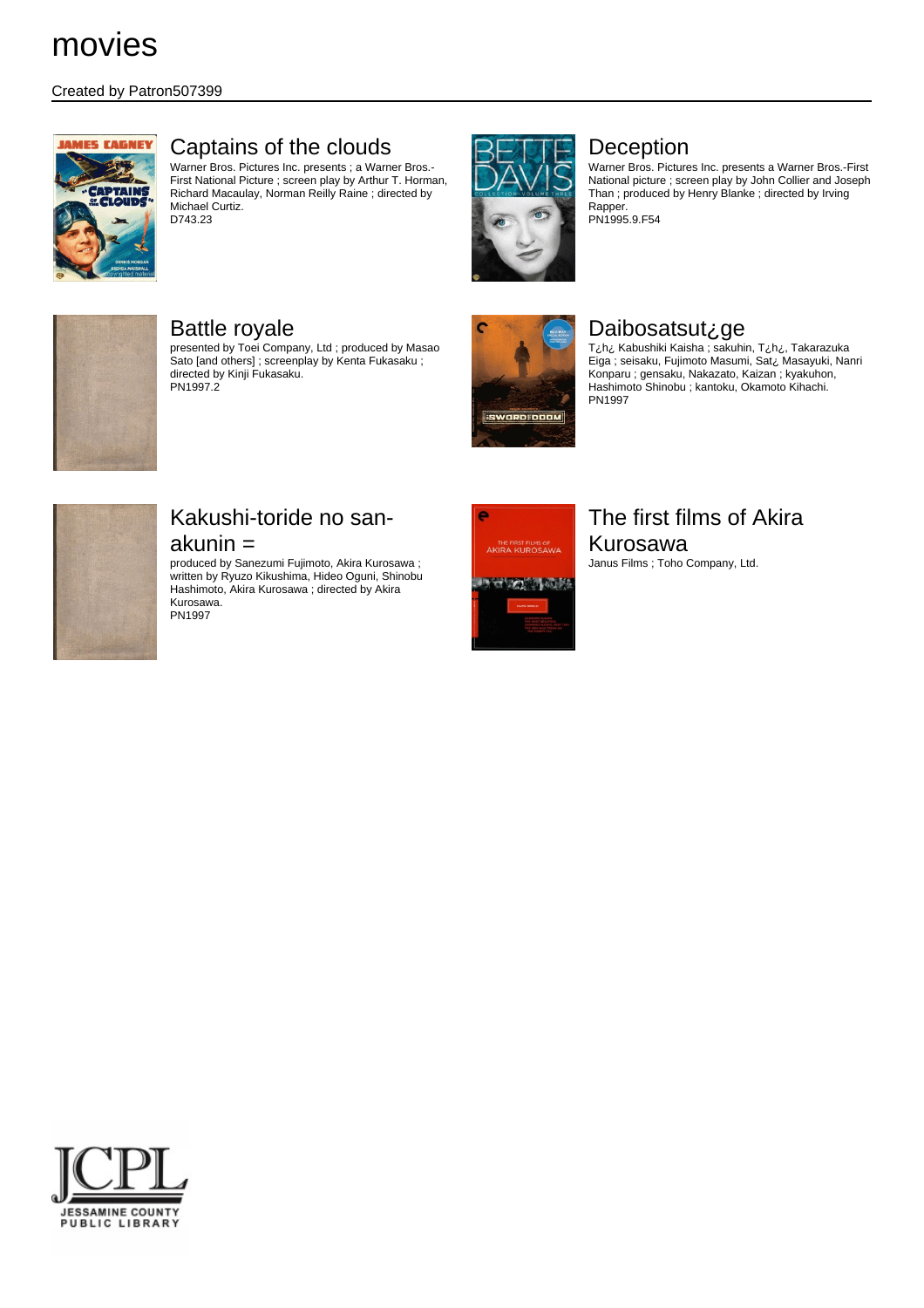# movies

Created by Patron507399

## Captains of the clouds

Warner Bros. Pictures Inc. presents ; a Warner Bros.-First National Picture ; screen play by Arthur T. Horman, Richard Macaulay, Norman Reilly Raine ; directed by Michael Curtiz.
D743.23

## Deception

Warner Bros. Pictures Inc. presents a Warner Bros.-First National picture ; screen play by John Collier and Joseph Than ; produced by Henry Blanke ; directed by Irving Rapper.
PN1995.9.F54

## Battle royale

presented by Toei Company, Ltd ; produced by Masao Sato [and others] ; screenplay by Kenta Fukasaku ; directed by Kinji Fukasaku.
PN1997.2

## Daibosatsut¿ge

T¿h¿ Kabushiki Kaisha ; sakuhin, T¿h¿, Takarazuka Eiga ; seisaku, Fujimoto Masumi, Sat¿ Masayuki, Nanri Konparu ; gensaku, Nakazato, Kaizan ; kyakuhon, Hashimoto Shinobu ; kantoku, Okamoto Kihachi.
PN1997

## Kakushi-toride no san-akunin =

produced by Sanezumi Fujimoto, Akira Kurosawa ; written by Ryuzo Kikushima, Hideo Oguni, Shinobu Hashimoto, Akira Kurosawa ; directed by Akira Kurosawa.
PN1997

## The first films of Akira Kurosawa

Janus Films ; Toho Company, Ltd.

JCPL
JESSAMINE COUNTY PUBLIC LIBRARY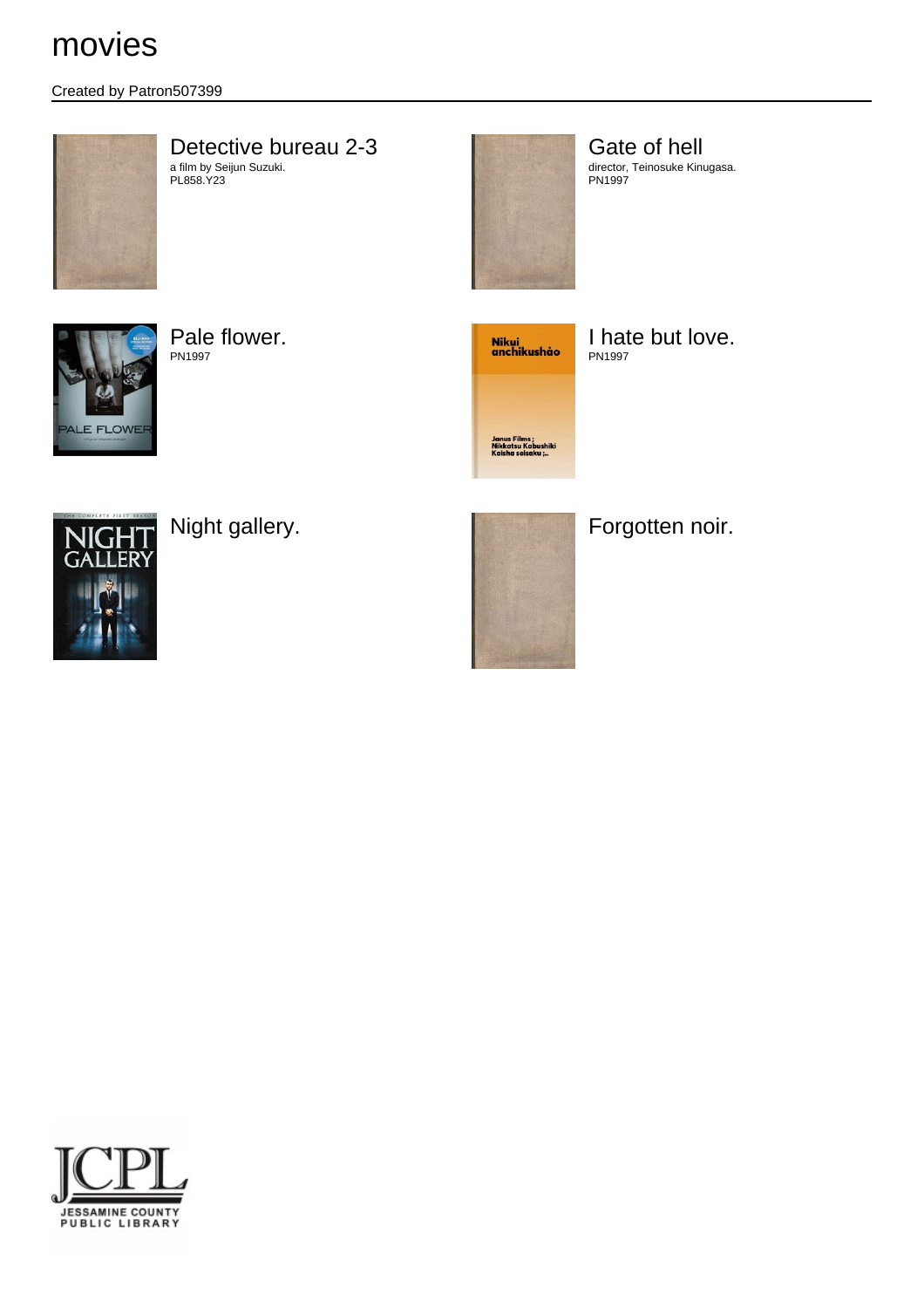# movies

Created by Patron507399

## Detective bureau 2-3

a film by Seijun Suzuki.
PL858.Y23

## Gate of hell

director, Teinosuke Kinugasa.
PN1997

## Pale flower.

PN1997

## I hate but love.

PN1997

## Night gallery.

## Forgotten noir.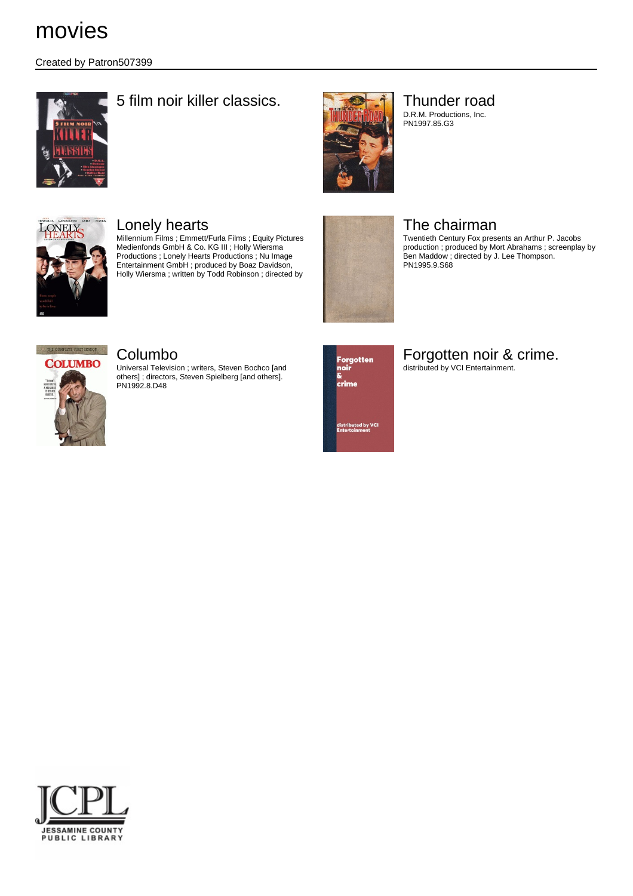# movies

Created by Patron507399

## 5 film noir killer classics.

## Thunder road

D.R.M. Productions, Inc.
PN1997.85.G3

## Lonely hearts

Millennium Films ; Emmett/Furla Films ; Equity Pictures Medienfonds GmbH & Co. KG III ; Holly Wiersma Productions ; Lonely Hearts Productions ; Nu Image Entertainment GmbH ; produced by Boaz Davidson, Holly Wiersma ; written by Todd Robinson ; directed by

## The chairman

Twentieth Century Fox presents an Arthur P. Jacobs production ; produced by Mort Abrahams ; screenplay by Ben Maddow ; directed by J. Lee Thompson.
PN1995.9.S68

## Columbo

Universal Television ; writers, Steven Bochco [and others] ; directors, Steven Spielberg [and others].
PN1992.8.D48

## Forgotten noir & crime.

distributed by VCI Entertainment.

JCPL
JESSAMINE COUNTY PUBLIC LIBRARY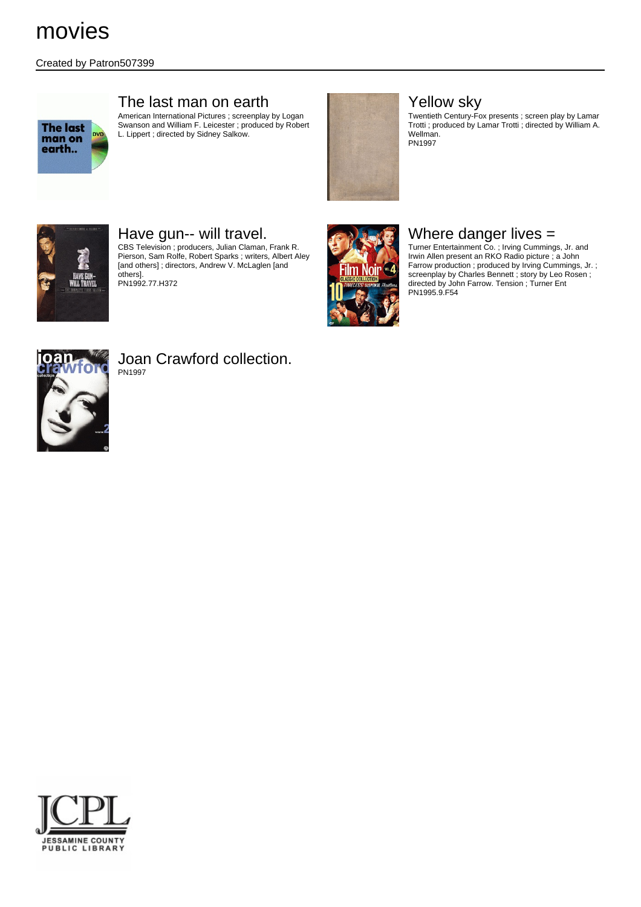# movies

Created by Patron507399

## The last man on earth

American International Pictures ; screenplay by Logan Swanson and William F. Leicester ; produced by Robert L. Lippert ; directed by Sidney Salkow.

## Yellow sky

Twentieth Century-Fox presents ; screen play by Lamar Trotti ; produced by Lamar Trotti ; directed by William A. Wellman.
PN1997

## Have gun-- will travel.

CBS Television ; producers, Julian Claman, Frank R. Pierson, Sam Rolfe, Robert Sparks ; writers, Albert Aley [and others] ; directors, Andrew V. McLaglen [and others].
PN1992.77.H372

## Where danger lives =

Turner Entertainment Co. ; Irving Cummings, Jr. and Irwin Allen present an RKO Radio picture ; a John Farrow production ; produced by Irving Cummings, Jr. ; screenplay by Charles Bennett ; story by Leo Rosen ; directed by John Farrow. Tension ; Turner Ent
PN1995.9.F54

## Joan Crawford collection.

PN1997